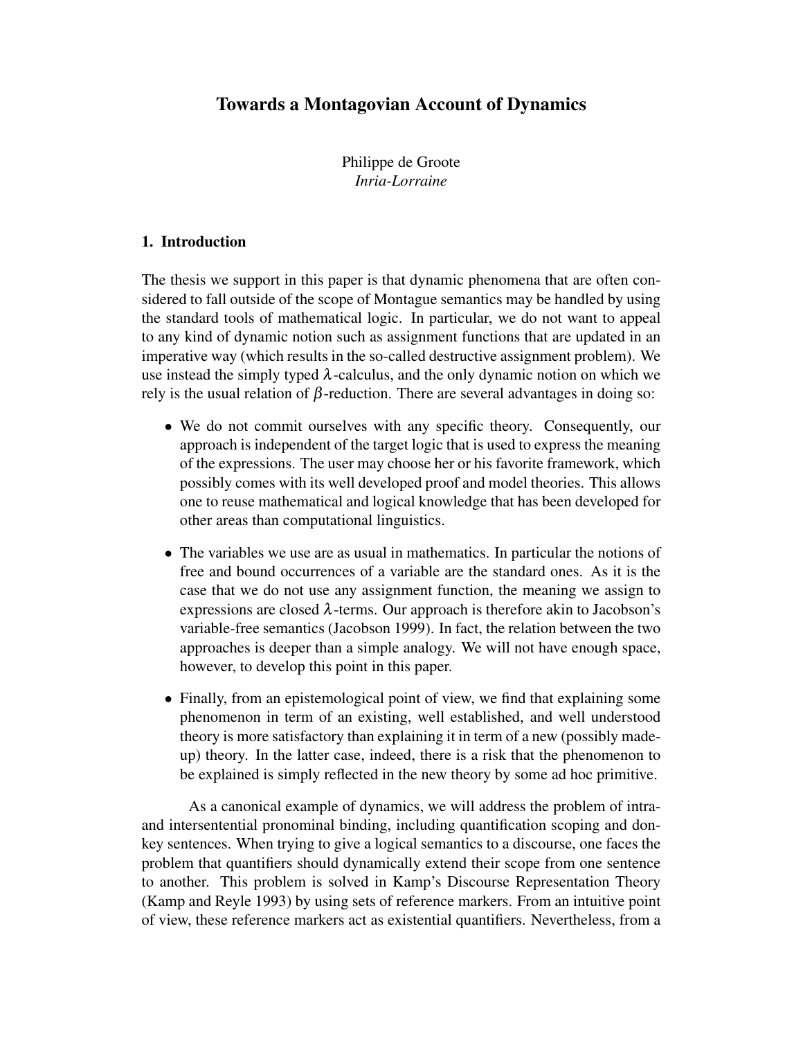# Towards a Montagovian Account of Dynamics

Philippe de Groote
*Inria-Lorraine*

## 1. Introduction

The thesis we support in this paper is that dynamic phenomena that are often considered to fall outside of the scope of Montague semantics may be handled by using the standard tools of mathematical logic. In particular, we do not want to appeal to any kind of dynamic notion such as assignment functions that are updated in an imperative way (which results in the so-called destructive assignment problem). We use instead the simply typed $\lambda$-calculus, and the only dynamic notion on which we rely is the usual relation of $\beta$-reduction. There are several advantages in doing so:

- We do not commit ourselves with any specific theory. Consequently, our approach is independent of the target logic that is used to express the meaning of the expressions. The user may choose her or his favorite framework, which possibly comes with its well developed proof and model theories. This allows one to reuse mathematical and logical knowledge that has been developed for other areas than computational linguistics.
- The variables we use are as usual in mathematics. In particular the notions of free and bound occurrences of a variable are the standard ones. As it is the case that we do not use any assignment function, the meaning we assign to expressions are closed $\lambda$-terms. Our approach is therefore akin to Jacobson's variable-free semantics (Jacobson 1999). In fact, the relation between the two approaches is deeper than a simple analogy. We will not have enough space, however, to develop this point in this paper.
- Finally, from an epistemological point of view, we find that explaining some phenomenon in term of an existing, well established, and well understood theory is more satisfactory than explaining it in term of a new (possibly made-up) theory. In the latter case, indeed, there is a risk that the phenomenon to be explained is simply reflected in the new theory by some ad hoc primitive.

As a canonical example of dynamics, we will address the problem of intra- and intersentential pronominal binding, including quantification scoping and donkey sentences. When trying to give a logical semantics to a discourse, one faces the problem that quantifiers should dynamically extend their scope from one sentence to another. This problem is solved in Kamp's Discourse Representation Theory (Kamp and Reyle 1993) by using sets of reference markers. From an intuitive point of view, these reference markers act as existential quantifiers. Nevertheless, from a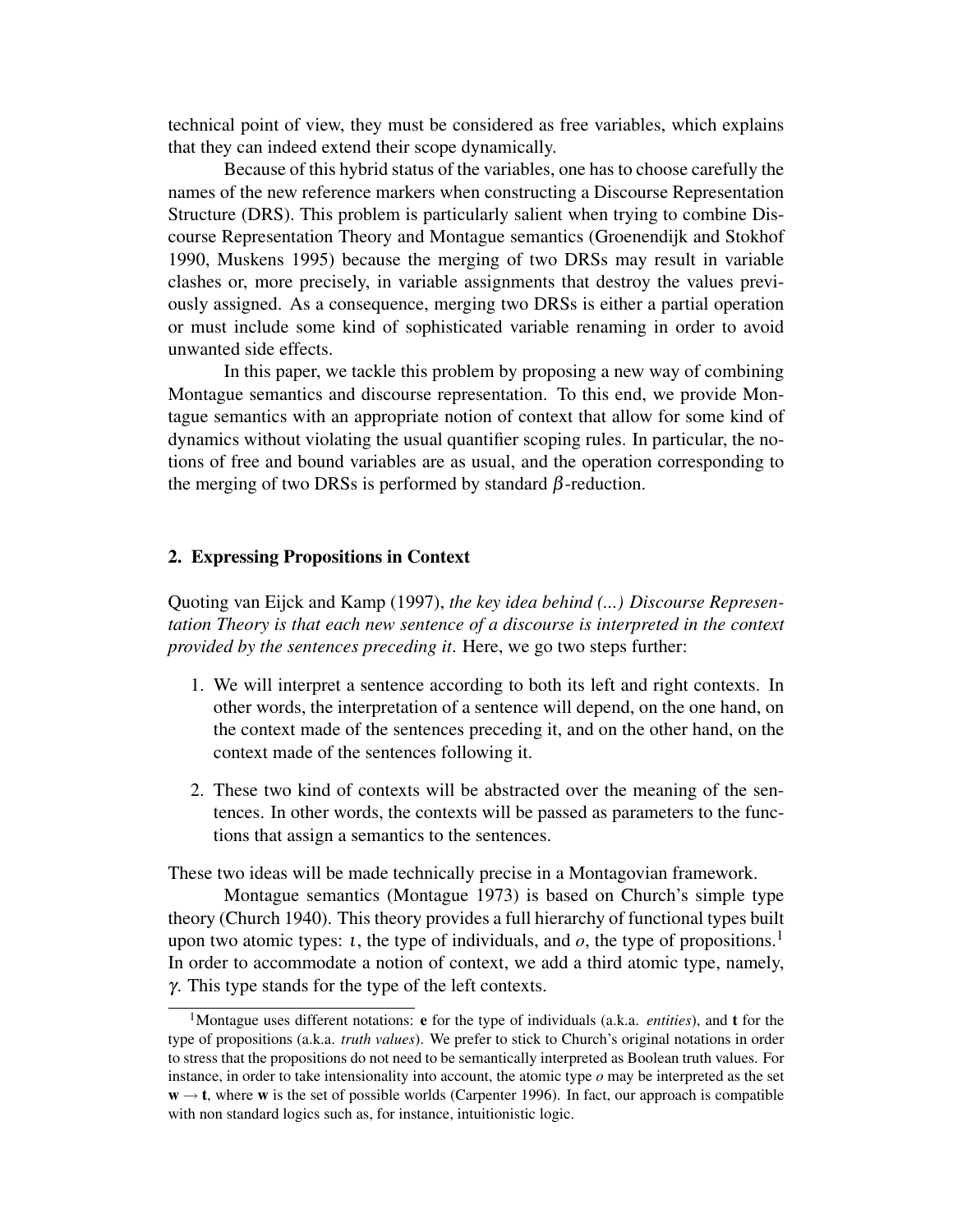technical point of view, they must be considered as free variables, which explains that they can indeed extend their scope dynamically.

Because of this hybrid status of the variables, one has to choose carefully the names of the new reference markers when constructing a Discourse Representation Structure (DRS). This problem is particularly salient when trying to combine Discourse Representation Theory and Montague semantics (Groenendijk and Stokhof 1990, Muskens 1995) because the merging of two DRSs may result in variable clashes or, more precisely, in variable assignments that destroy the values previously assigned. As a consequence, merging two DRSs is either a partial operation or must include some kind of sophisticated variable renaming in order to avoid unwanted side effects.

In this paper, we tackle this problem by proposing a new way of combining Montague semantics and discourse representation. To this end, we provide Montague semantics with an appropriate notion of context that allow for some kind of dynamics without violating the usual quantifier scoping rules. In particular, the notions of free and bound variables are as usual, and the operation corresponding to the merging of two DRSs is performed by standard $\beta$-reduction.

## 2. Expressing Propositions in Context

Quoting van Eijck and Kamp (1997), *the key idea behind (...) Discourse Representation Theory is that each new sentence of a discourse is interpreted in the context provided by the sentences preceding it*. Here, we go two steps further:

1. We will interpret a sentence according to both its left and right contexts. In other words, the interpretation of a sentence will depend, on the one hand, on the context made of the sentences preceding it, and on the other hand, on the context made of the sentences following it.
2. These two kind of contexts will be abstracted over the meaning of the sentences. In other words, the contexts will be passed as parameters to the functions that assign a semantics to the sentences.

These two ideas will be made technically precise in a Montagovian framework.

Montague semantics (Montague 1973) is based on Church's simple type theory (Church 1940). This theory provides a full hierarchy of functional types built upon two atomic types: $\iota$, the type of individuals, and $o$, the type of propositions.[1] In order to accommodate a notion of context, we add a third atomic type, namely, $\gamma$. This type stands for the type of the left contexts.

[1] Montague uses different notations: **e** for the type of individuals (a.k.a. *entities*), and **t** for the type of propositions (a.k.a. *truth values*). We prefer to stick to Church's original notations in order to stress that the propositions do not need to be semantically interpreted as Boolean truth values. For instance, in order to take intensionality into account, the atomic type $o$ may be interpreted as the set $\mathbf{w} \to \mathbf{t}$, where $\mathbf{w}$ is the set of possible worlds (Carpenter 1996). In fact, our approach is compatible with non standard logics such as, for instance, intuitionistic logic.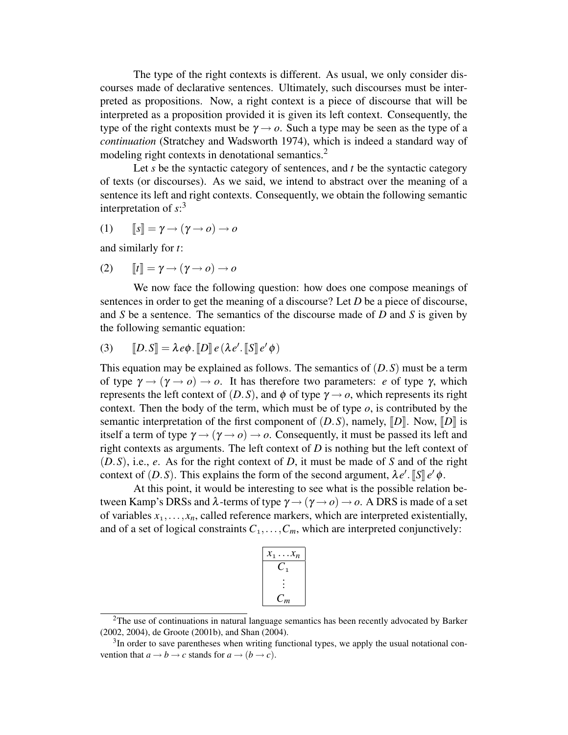The type of the right contexts is different. As usual, we only consider discourses made of declarative sentences. Ultimately, such discourses must be interpreted as propositions. Now, a right context is a piece of discourse that will be interpreted as a proposition provided it is given its left context. Consequently, the type of the right contexts must be $\gamma \rightarrow o$. Such a type may be seen as the type of a *continuation* (Stratchey and Wadsworth 1974), which is indeed a standard way of modeling right contexts in denotational semantics.[2]

Let $s$ be the syntactic category of sentences, and $t$ be the syntactic category of texts (or discourses). As we said, we intend to abstract over the meaning of a sentence its left and right contexts. Consequently, we obtain the following semantic interpretation of $s$:[3]

(1) $$[\![s]\!] = \gamma \rightarrow (\gamma \rightarrow o) \rightarrow o$$

and similarly for $t$:

(2) $$[\![t]\!] = \gamma \rightarrow (\gamma \rightarrow o) \rightarrow o$$

We now face the following question: how does one compose meanings of sentences in order to get the meaning of a discourse? Let $D$ be a piece of discourse, and $S$ be a sentence. The semantics of the discourse made of $D$ and $S$ is given by the following semantic equation:

(3) $$[\![D.S]\!] = \lambda e \phi.\, [\![D]\!]\, e\, (\lambda e'.\, [\![S]\!]\, e'\, \phi)$$

This equation may be explained as follows. The semantics of $(D.S)$ must be a term of type $\gamma \rightarrow (\gamma \rightarrow o) \rightarrow o$. It has therefore two parameters: $e$ of type $\gamma$, which represents the left context of $(D.S)$, and $\phi$ of type $\gamma \rightarrow o$, which represents its right context. Then the body of the term, which must be of type $o$, is contributed by the semantic interpretation of the first component of $(D.S)$, namely, $[\![D]\!]$. Now, $[\![D]\!]$ is itself a term of type $\gamma \rightarrow (\gamma \rightarrow o) \rightarrow o$. Consequently, it must be passed its left and right contexts as arguments. The left context of $D$ is nothing but the left context of $(D.S)$, i.e., $e$. As for the right context of $D$, it must be made of $S$ and of the right context of $(D.S)$. This explains the form of the second argument, $\lambda e'.\, [\![S]\!]\, e'\, \phi$.

At this point, it would be interesting to see what is the possible relation between Kamp's DRSs and $\lambda$-terms of type $\gamma \rightarrow (\gamma \rightarrow o) \rightarrow o$. A DRS is made of a set of variables $x_1, \ldots, x_n$, called reference markers, which are interpreted existentially, and of a set of logical constraints $C_1, \ldots, C_m$, which are interpreted conjunctively:

| $x_1 \ldots x_n$ |
| --- |
| $C_1$ |
| $\vdots$ |
| $C_m$ |

[2] The use of continuations in natural language semantics has been recently advocated by Barker (2002, 2004), de Groote (2001b), and Shan (2004).

[3] In order to save parentheses when writing functional types, we apply the usual notational convention that $a \rightarrow b \rightarrow c$ stands for $a \rightarrow (b \rightarrow c)$.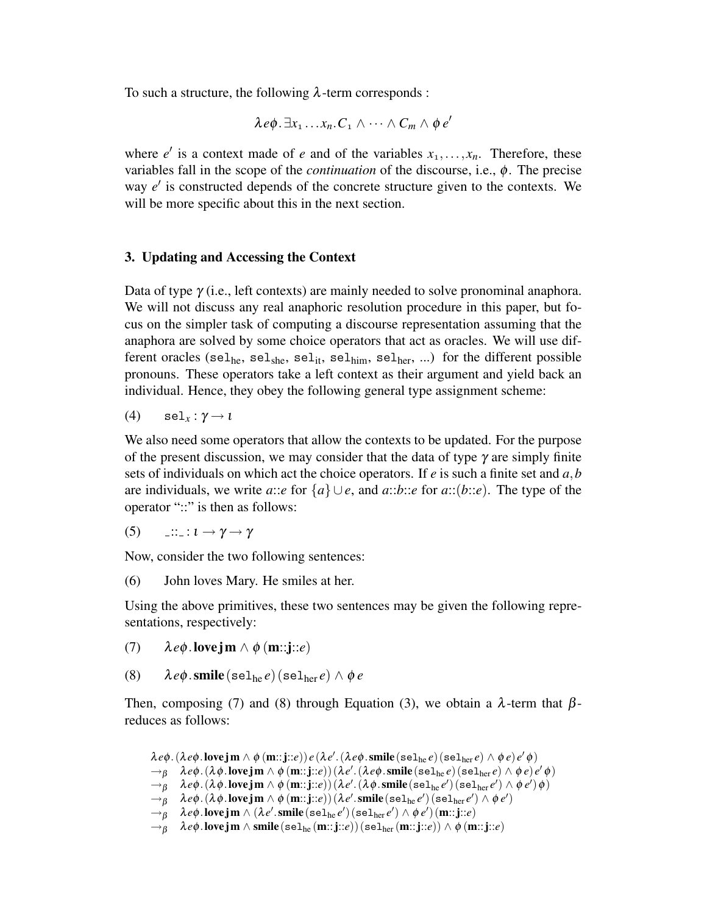To such a structure, the following $\lambda$-term corresponds :

$$\lambda e\phi.\exists x_1 \ldots x_n. C_1 \wedge \cdots \wedge C_m \wedge \phi\, e'$$

where $e'$ is a context made of $e$ and of the variables $x_1, \ldots, x_n$. Therefore, these variables fall in the scope of the *continuation* of the discourse, i.e., $\phi$. The precise way $e'$ is constructed depends of the concrete structure given to the contexts. We will be more specific about this in the next section.

## 3. Updating and Accessing the Context

Data of type $\gamma$ (i.e., left contexts) are mainly needed to solve pronominal anaphora. We will not discuss any real anaphoric resolution procedure in this paper, but focus on the simpler task of computing a discourse representation assuming that the anaphora are solved by some choice operators that act as oracles. We will use different oracles ($\texttt{sel}_{\text{he}}$, $\texttt{sel}_{\text{she}}$, $\texttt{sel}_{\text{it}}$, $\texttt{sel}_{\text{him}}$, $\texttt{sel}_{\text{her}}$, ...) for the different possible pronouns. These operators take a left context as their argument and yield back an individual. Hence, they obey the following general type assignment scheme:

(4) $\quad \texttt{sel}_x : \gamma \rightarrow \iota$

We also need some operators that allow the contexts to be updated. For the purpose of the present discussion, we may consider that the data of type $\gamma$ are simply finite sets of individuals on which act the choice operators. If $e$ is such a finite set and $a, b$ are individuals, we write $a{::}e$ for $\{a\} \cup e$, and $a{::}b{::}e$ for $a{::}(b{::}e)$. The type of the operator "::" is then as follows:

(5) $\quad \_{::}\_ : \iota \rightarrow \gamma \rightarrow \gamma$

Now, consider the two following sentences:

(6) John loves Mary. He smiles at her.

Using the above primitives, these two sentences may be given the following representations, respectively:

(7) $\quad \lambda e\phi.\,\mathbf{love}\,\mathbf{j}\,\mathbf{m} \wedge \phi\,(\mathbf{m}{::}\mathbf{j}{::}e)$

(8) $\quad \lambda e\phi.\,\mathbf{smile}\,(\texttt{sel}_{\text{he}}\,e)\,(\texttt{sel}_{\text{her}}\,e) \wedge \phi\,e$

Then, composing (7) and (8) through Equation (3), we obtain a $\lambda$-term that $\beta$-reduces as follows:

$$
\begin{array}{ll}
 & \lambda e\phi.\,(\lambda e\phi.\,\mathbf{love}\,\mathbf{j}\,\mathbf{m} \wedge \phi\,(\mathbf{m}{::}\mathbf{j}{::}e))\,e\,(\lambda e'.\,(\lambda e\phi.\,\mathbf{smile}\,(\texttt{sel}_{\text{he}}\,e)\,(\texttt{sel}_{\text{her}}\,e) \wedge \phi\,e)\,e'\,\phi) \\
\rightarrow_\beta & \lambda e\phi.\,(\lambda \phi.\,\mathbf{love}\,\mathbf{j}\,\mathbf{m} \wedge \phi\,(\mathbf{m}{::}\mathbf{j}{::}e))\,(\lambda e'.\,(\lambda e\phi.\,\mathbf{smile}\,(\texttt{sel}_{\text{he}}\,e)\,(\texttt{sel}_{\text{her}}\,e) \wedge \phi\,e)\,e'\,\phi) \\
\rightarrow_\beta & \lambda e\phi.\,(\lambda \phi.\,\mathbf{love}\,\mathbf{j}\,\mathbf{m} \wedge \phi\,(\mathbf{m}{::}\mathbf{j}{::}e))\,(\lambda e'.\,(\lambda \phi.\,\mathbf{smile}\,(\texttt{sel}_{\text{he}}\,e')\,(\texttt{sel}_{\text{her}}\,e') \wedge \phi\,e')\,\phi) \\
\rightarrow_\beta & \lambda e\phi.\,(\lambda \phi.\,\mathbf{love}\,\mathbf{j}\,\mathbf{m} \wedge \phi\,(\mathbf{m}{::}\mathbf{j}{::}e))\,(\lambda e'.\,\mathbf{smile}\,(\texttt{sel}_{\text{he}}\,e')\,(\texttt{sel}_{\text{her}}\,e') \wedge \phi\,e') \\
\rightarrow_\beta & \lambda e\phi.\,\mathbf{love}\,\mathbf{j}\,\mathbf{m} \wedge (\lambda e'.\,\mathbf{smile}\,(\texttt{sel}_{\text{he}}\,e')\,(\texttt{sel}_{\text{her}}\,e') \wedge \phi\,e')\,(\mathbf{m}{::}\mathbf{j}{::}e) \\
\rightarrow_\beta & \lambda e\phi.\,\mathbf{love}\,\mathbf{j}\,\mathbf{m} \wedge \mathbf{smile}\,(\texttt{sel}_{\text{he}}\,(\mathbf{m}{::}\mathbf{j}{::}e))\,(\texttt{sel}_{\text{her}}\,(\mathbf{m}{::}\mathbf{j}{::}e)) \wedge \phi\,(\mathbf{m}{::}\mathbf{j}{::}e)
\end{array}
$$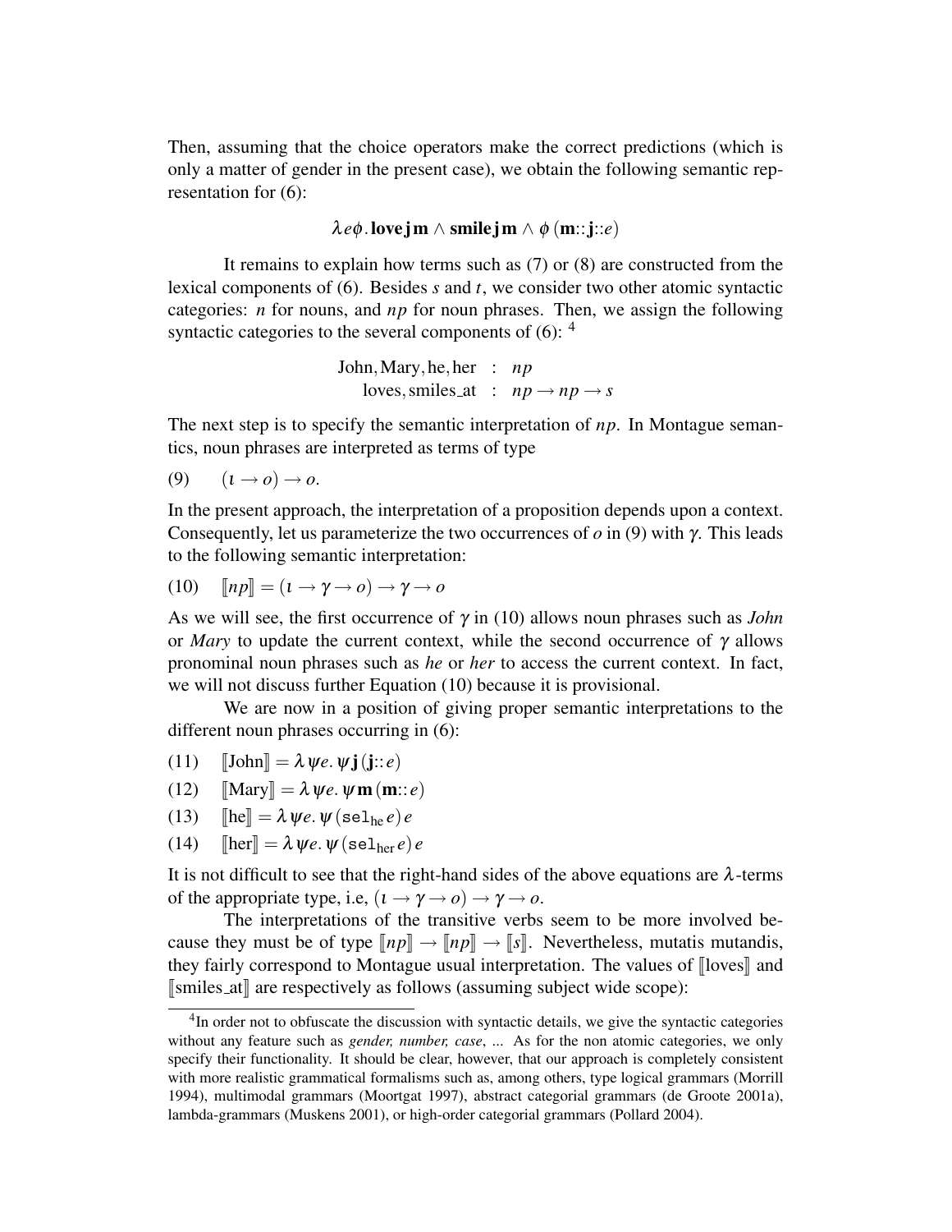Then, assuming that the choice operators make the correct predictions (which is only a matter of gender in the present case), we obtain the following semantic representation for (6):

$$\lambda e \phi. \mathbf{love}\,\mathbf{j}\,\mathbf{m} \wedge \mathbf{smile}\,\mathbf{j}\,\mathbf{m} \wedge \phi\,(\mathbf{m}::\mathbf{j}::e)$$

It remains to explain how terms such as (7) or (8) are constructed from the lexical components of (6). Besides $s$ and $t$, we consider two other atomic syntactic categories: $n$ for nouns, and $np$ for noun phrases. Then, we assign the following syntactic categories to the several components of (6): [4]

$$\begin{array}{rcl} \text{John}, \text{Mary}, \text{he}, \text{her} & : & np \\ \text{loves}, \text{smiles\_at} & : & np \rightarrow np \rightarrow s \end{array}$$

The next step is to specify the semantic interpretation of $np$. In Montague semantics, noun phrases are interpreted as terms of type

(9) $(\iota \rightarrow o) \rightarrow o.$

In the present approach, the interpretation of a proposition depends upon a context. Consequently, let us parameterize the two occurrences of $o$ in (9) with $\gamma$. This leads to the following semantic interpretation:

(10) $[\![np]\!] = (\iota \rightarrow \gamma \rightarrow o) \rightarrow \gamma \rightarrow o$

As we will see, the first occurrence of $\gamma$ in (10) allows noun phrases such as *John* or *Mary* to update the current context, while the second occurrence of $\gamma$ allows pronominal noun phrases such as *he* or *her* to access the current context. In fact, we will not discuss further Equation (10) because it is provisional.

We are now in a position of giving proper semantic interpretations to the different noun phrases occurring in (6):

(11) $[\![\text{John}]\!] = \lambda \psi e.\, \psi\,\mathbf{j}\,(\mathbf{j}::e)$

(12) $[\![\text{Mary}]\!] = \lambda \psi e.\, \psi\,\mathbf{m}\,(\mathbf{m}::e)$

(13) $[\![\text{he}]\!] = \lambda \psi e.\, \psi\,(\mathtt{sel}_{\text{he}}\, e)\, e$

(14) $[\![\text{her}]\!] = \lambda \psi e.\, \psi\,(\mathtt{sel}_{\text{her}}\, e)\, e$

It is not difficult to see that the right-hand sides of the above equations are $\lambda$-terms of the appropriate type, i.e, $(\iota \rightarrow \gamma \rightarrow o) \rightarrow \gamma \rightarrow o$.

The interpretations of the transitive verbs seem to be more involved because they must be of type $[\![np]\!] \rightarrow [\![np]\!] \rightarrow [\![s]\!]$. Nevertheless, mutatis mutandis, they fairly correspond to Montague usual interpretation. The values of $[\![\text{loves}]\!]$ and $[\![\text{smiles\_at}]\!]$ are respectively as follows (assuming subject wide scope):

---

[4] In order not to obfuscate the discussion with syntactic details, we give the syntactic categories without any feature such as *gender, number, case*, ... As for the non atomic categories, we only specify their functionality. It should be clear, however, that our approach is completely consistent with more realistic grammatical formalisms such as, among others, type logical grammars (Morrill 1994), multimodal grammars (Moortgat 1997), abstract categorial grammars (de Groote 2001a), lambda-grammars (Muskens 2001), or high-order categorial grammars (Pollard 2004).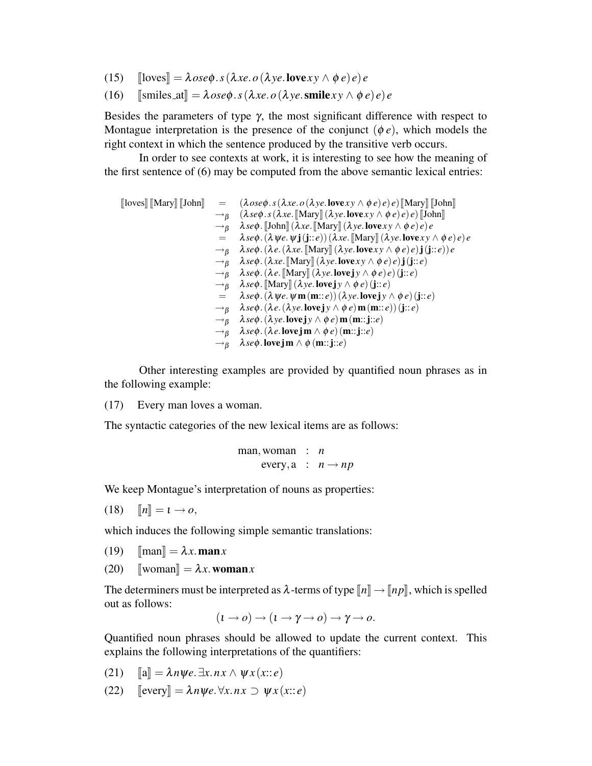(15) $\quad [\![\text{loves}]\!] = \lambda os e \phi.\, s\,(\lambda x e.\, o\,(\lambda y e.\, \mathbf{love}\, x\, y \wedge \phi\, e)\, e)\, e$

(16) $\quad [\![\text{smiles\_at}]\!] = \lambda os e \phi.\, s\,(\lambda x e.\, o\,(\lambda y e.\, \mathbf{smile}\, x\, y \wedge \phi\, e)\, e)\, e$

Besides the parameters of type $\gamma$, the most significant difference with respect to Montague interpretation is the presence of the conjunct $(\phi\, e)$, which models the right context in which the sentence produced by the transitive verb occurs.

In order to see contexts at work, it is interesting to see how the meaning of the first sentence of (6) may be computed from the above semantic lexical entries:

$$
\begin{array}{lll}
[\![\text{loves}]\!]\,[\![\text{Mary}]\!]\,[\![\text{John}]\!] & = & (\lambda os e \phi.\, s\,(\lambda x e.\, o\,(\lambda y e.\, \mathbf{love}\, x\, y \wedge \phi\, e)\, e)\, e)\,[\![\text{Mary}]\!]\,[\![\text{John}]\!] \\
& \rightarrow_\beta & (\lambda s e \phi.\, s\,(\lambda x e.\, [\![\text{Mary}]\!]\,(\lambda y e.\, \mathbf{love}\, x\, y \wedge \phi\, e)\, e)\, e)\,[\![\text{John}]\!] \\
& \rightarrow_\beta & \lambda s e \phi.\, [\![\text{John}]\!]\,(\lambda x e.\, [\![\text{Mary}]\!]\,(\lambda y e.\, \mathbf{love}\, x\, y \wedge \phi\, e)\, e)\, e \\
& = & \lambda s e \phi.\, (\lambda \psi e.\, \psi\, \mathbf{j}\,(\mathbf{j}{::}\, e))\,(\lambda x e.\, [\![\text{Mary}]\!]\,(\lambda y e.\, \mathbf{love}\, x\, y \wedge \phi\, e)\, e)\, e \\
& \rightarrow_\beta & \lambda s e \phi.\, (\lambda e.\, (\lambda x e.\, [\![\text{Mary}]\!]\,(\lambda y e.\, \mathbf{love}\, x\, y \wedge \phi\, e)\, e)\, \mathbf{j}\,(\mathbf{j}{::}\, e))\, e \\
& \rightarrow_\beta & \lambda s e \phi.\, (\lambda x e.\, [\![\text{Mary}]\!]\,(\lambda y e.\, \mathbf{love}\, x\, y \wedge \phi\, e)\, e)\, \mathbf{j}\,(\mathbf{j}{::}\, e) \\
& \rightarrow_\beta & \lambda s e \phi.\, (\lambda e.\, [\![\text{Mary}]\!]\,(\lambda y e.\, \mathbf{love}\, \mathbf{j}\, y \wedge \phi\, e)\, e)\,(\mathbf{j}{::}\, e) \\
& \rightarrow_\beta & \lambda s e \phi.\, [\![\text{Mary}]\!]\,(\lambda y e.\, \mathbf{love}\, \mathbf{j}\, y \wedge \phi\, e)\,(\mathbf{j}{::}\, e) \\
& = & \lambda s e \phi.\, (\lambda \psi e.\, \psi\, \mathbf{m}\,(\mathbf{m}{::}\, e))\,(\lambda y e.\, \mathbf{love}\, \mathbf{j}\, y \wedge \phi\, e)\,(\mathbf{j}{::}\, e) \\
& \rightarrow_\beta & \lambda s e \phi.\, (\lambda e.\, (\lambda y e.\, \mathbf{love}\, \mathbf{j}\, y \wedge \phi\, e)\, \mathbf{m}\,(\mathbf{m}{::}\, e))\,(\mathbf{j}{::}\, e) \\
& \rightarrow_\beta & \lambda s e \phi.\, (\lambda y e.\, \mathbf{love}\, \mathbf{j}\, y \wedge \phi\, e)\, \mathbf{m}\,(\mathbf{m}{::}\, \mathbf{j}{::}\, e) \\
& \rightarrow_\beta & \lambda s e \phi.\, (\lambda e.\, \mathbf{love}\, \mathbf{j}\, \mathbf{m} \wedge \phi\, e)\,(\mathbf{m}{::}\, \mathbf{j}{::}\, e) \\
& \rightarrow_\beta & \lambda s e \phi.\, \mathbf{love}\, \mathbf{j}\, \mathbf{m} \wedge \phi\,(\mathbf{m}{::}\, \mathbf{j}{::}\, e)
\end{array}
$$

Other interesting examples are provided by quantified noun phrases as in the following example:

(17) $\quad$ Every man loves a woman.

The syntactic categories of the new lexical items are as follows:

$$
\begin{array}{rcl}
\text{man, woman} & : & n \\
\text{every, a} & : & n \rightarrow np
\end{array}
$$

We keep Montague's interpretation of nouns as properties:

(18) $\quad [\![n]\!] = \iota \rightarrow o,$

which induces the following simple semantic translations:

(19) $\quad [\![\text{man}]\!] = \lambda x.\, \mathbf{man}\, x$

(20) $\quad [\![\text{woman}]\!] = \lambda x.\, \mathbf{woman}\, x$

The determiners must be interpreted as $\lambda$-terms of type $[\![n]\!] \rightarrow [\![np]\!]$, which is spelled out as follows:

$$(\iota \rightarrow o) \rightarrow (\iota \rightarrow \gamma \rightarrow o) \rightarrow \gamma \rightarrow o.$$

Quantified noun phrases should be allowed to update the current context. This explains the following interpretations of the quantifiers:

(21) $\quad [\![\text{a}]\!] = \lambda n \psi e.\, \exists x.\, n\, x \wedge \psi\, x\,(x{::}\, e)$

(22) $\quad [\![\text{every}]\!] = \lambda n \psi e.\, \forall x.\, n\, x \supset \psi\, x\,(x{::}\, e)$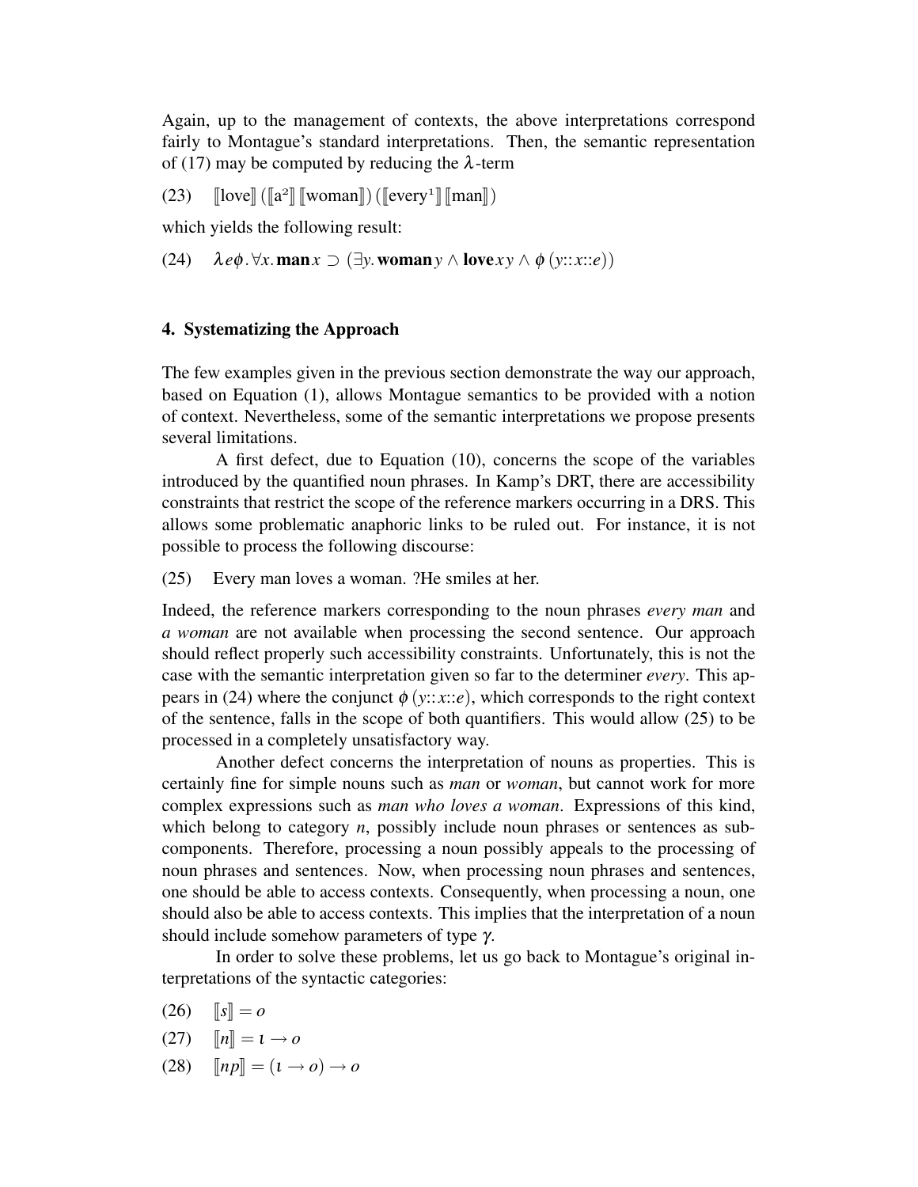Again, up to the management of contexts, the above interpretations correspond fairly to Montague's standard interpretations. Then, the semantic representation of (17) may be computed by reducing the $\lambda$-term

(23) $[\![\text{love}]\!]\,([\![\text{a}^2]\!]\,[\![\text{woman}]\!])\,([\![\text{every}^1]\!]\,[\![\text{man}]\!])$

which yields the following result:

(24) $\lambda e\phi.\,\forall x.\,\mathbf{man}\,x \supset (\exists y.\,\mathbf{woman}\,y \wedge \mathbf{love}\,x\,y \wedge \phi\,(y{::}x{::}e))$

## 4. Systematizing the Approach

The few examples given in the previous section demonstrate the way our approach, based on Equation (1), allows Montague semantics to be provided with a notion of context. Nevertheless, some of the semantic interpretations we propose presents several limitations.

A first defect, due to Equation (10), concerns the scope of the variables introduced by the quantified noun phrases. In Kamp's DRT, there are accessibility constraints that restrict the scope of the reference markers occurring in a DRS. This allows some problematic anaphoric links to be ruled out. For instance, it is not possible to process the following discourse:

(25) Every man loves a woman. ?He smiles at her.

Indeed, the reference markers corresponding to the noun phrases *every man* and *a woman* are not available when processing the second sentence. Our approach should reflect properly such accessibility constraints. Unfortunately, this is not the case with the semantic interpretation given so far to the determiner *every*. This appears in (24) where the conjunct $\phi\,(y{::}x{::}e)$, which corresponds to the right context of the sentence, falls in the scope of both quantifiers. This would allow (25) to be processed in a completely unsatisfactory way.

Another defect concerns the interpretation of nouns as properties. This is certainly fine for simple nouns such as *man* or *woman*, but cannot work for more complex expressions such as *man who loves a woman*. Expressions of this kind, which belong to category $n$, possibly include noun phrases or sentences as subcomponents. Therefore, processing a noun possibly appeals to the processing of noun phrases and sentences. Now, when processing noun phrases and sentences, one should be able to access contexts. Consequently, when processing a noun, one should also be able to access contexts. This implies that the interpretation of a noun should include somehow parameters of type $\gamma$.

In order to solve these problems, let us go back to Montague's original interpretations of the syntactic categories:

(26) $[\![s]\!] = o$

(27) $[\![n]\!] = \iota \rightarrow o$

(28) $[\![np]\!] = (\iota \rightarrow o) \rightarrow o$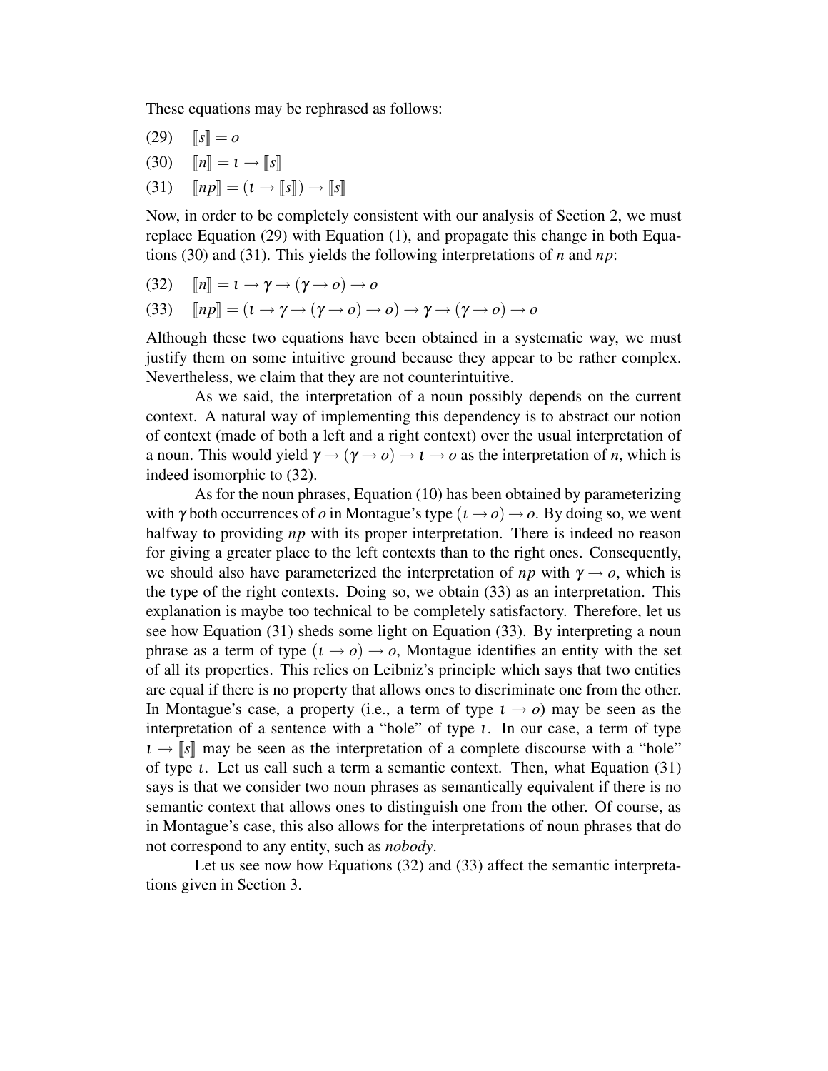These equations may be rephrased as follows:

(29) $[\![s]\!] = o$

(30) $[\![n]\!] = \iota \rightarrow [\![s]\!]$

(31) $[\![np]\!] = (\iota \rightarrow [\![s]\!]) \rightarrow [\![s]\!]$

Now, in order to be completely consistent with our analysis of Section 2, we must replace Equation (29) with Equation (1), and propagate this change in both Equations (30) and (31). This yields the following interpretations of *n* and *np*:

(32) $[\![n]\!] = \iota \rightarrow \gamma \rightarrow (\gamma \rightarrow o) \rightarrow o$

(33) $[\![np]\!] = (\iota \rightarrow \gamma \rightarrow (\gamma \rightarrow o) \rightarrow o) \rightarrow \gamma \rightarrow (\gamma \rightarrow o) \rightarrow o$

Although these two equations have been obtained in a systematic way, we must justify them on some intuitive ground because they appear to be rather complex. Nevertheless, we claim that they are not counterintuitive.

As we said, the interpretation of a noun possibly depends on the current context. A natural way of implementing this dependency is to abstract our notion of context (made of both a left and a right context) over the usual interpretation of a noun. This would yield $\gamma \rightarrow (\gamma \rightarrow o) \rightarrow \iota \rightarrow o$ as the interpretation of *n*, which is indeed isomorphic to (32).

As for the noun phrases, Equation (10) has been obtained by parameterizing with $\gamma$ both occurrences of $o$ in Montague's type $(\iota \rightarrow o) \rightarrow o$. By doing so, we went halfway to providing *np* with its proper interpretation. There is indeed no reason for giving a greater place to the left contexts than to the right ones. Consequently, we should also have parameterized the interpretation of *np* with $\gamma \rightarrow o$, which is the type of the right contexts. Doing so, we obtain (33) as an interpretation. This explanation is maybe too technical to be completely satisfactory. Therefore, let us see how Equation (31) sheds some light on Equation (33). By interpreting a noun phrase as a term of type $(\iota \rightarrow o) \rightarrow o$, Montague identifies an entity with the set of all its properties. This relies on Leibniz's principle which says that two entities are equal if there is no property that allows ones to discriminate one from the other. In Montague's case, a property (i.e., a term of type $\iota \rightarrow o$) may be seen as the interpretation of a sentence with a "hole" of type $\iota$. In our case, a term of type $\iota \rightarrow [\![s]\!]$ may be seen as the interpretation of a complete discourse with a "hole" of type $\iota$. Let us call such a term a semantic context. Then, what Equation (31) says is that we consider two noun phrases as semantically equivalent if there is no semantic context that allows ones to distinguish one from the other. Of course, as in Montague's case, this also allows for the interpretations of noun phrases that do not correspond to any entity, such as *nobody*.

Let us see now how Equations (32) and (33) affect the semantic interpretations given in Section 3.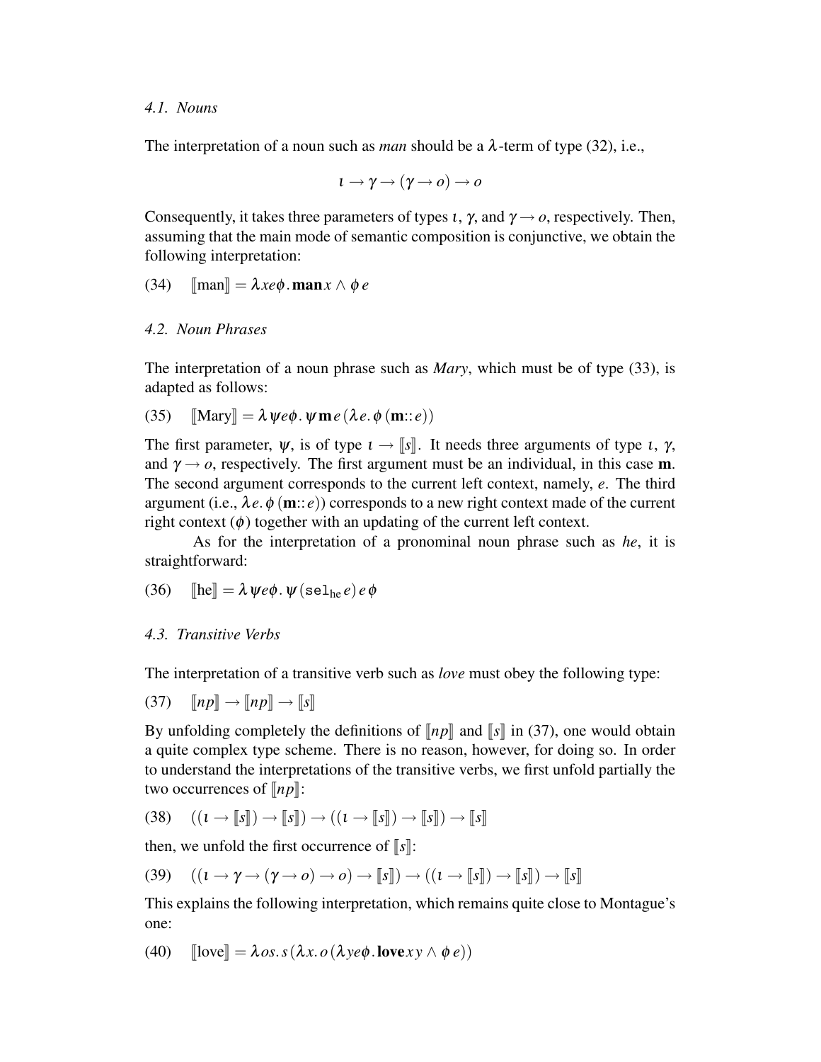### 4.1. Nouns

The interpretation of a noun such as *man* should be a $\lambda$-term of type (32), i.e.,

$$\iota \rightarrow \gamma \rightarrow (\gamma \rightarrow o) \rightarrow o$$

Consequently, it takes three parameters of types $\iota$, $\gamma$, and $\gamma \rightarrow o$, respectively. Then, assuming that the main mode of semantic composition is conjunctive, we obtain the following interpretation:

(34) $\quad [\![\text{man}]\!] = \lambda x e \phi . \, \mathbf{man}\, x \wedge \phi\, e$

### 4.2. Noun Phrases

The interpretation of a noun phrase such as *Mary*, which must be of type (33), is adapted as follows:

(35) $\quad [\![\text{Mary}]\!] = \lambda \psi e \phi . \, \psi\, \mathbf{m}\, e\, (\lambda e . \, \phi\, (\mathbf{m} :: e))$

The first parameter, $\psi$, is of type $\iota \rightarrow [\![s]\!]$. It needs three arguments of type $\iota$, $\gamma$, and $\gamma \rightarrow o$, respectively. The first argument must be an individual, in this case $\mathbf{m}$. The second argument corresponds to the current left context, namely, $e$. The third argument (i.e., $\lambda e . \, \phi\, (\mathbf{m} :: e)$) corresponds to a new right context made of the current right context ($\phi$) together with an updating of the current left context.

As for the interpretation of a pronominal noun phrase such as *he*, it is straightforward:

(36) $\quad [\![\text{he}]\!] = \lambda \psi e \phi . \, \psi\, (\mathtt{sel}_{\text{he}}\, e)\, e\, \phi$

### 4.3. Transitive Verbs

The interpretation of a transitive verb such as *love* must obey the following type:

(37) $\quad [\![np]\!] \rightarrow [\![np]\!] \rightarrow [\![s]\!]$

By unfolding completely the definitions of $[\![np]\!]$ and $[\![s]\!]$ in (37), one would obtain a quite complex type scheme. There is no reason, however, for doing so. In order to understand the interpretations of the transitive verbs, we first unfold partially the two occurrences of $[\![np]\!]$:

(38) $\quad ((\iota \rightarrow [\![s]\!]) \rightarrow [\![s]\!]) \rightarrow ((\iota \rightarrow [\![s]\!]) \rightarrow [\![s]\!]) \rightarrow [\![s]\!]$

then, we unfold the first occurrence of $[\![s]\!]$:

(39) $\quad ((\iota \rightarrow \gamma \rightarrow (\gamma \rightarrow o) \rightarrow o) \rightarrow [\![s]\!]) \rightarrow ((\iota \rightarrow [\![s]\!]) \rightarrow [\![s]\!]) \rightarrow [\![s]\!]$

This explains the following interpretation, which remains quite close to Montague's one:

(40) $\quad [\![\text{love}]\!] = \lambda o s . \, s\, (\lambda x . \, o\, (\lambda y e \phi . \, \mathbf{love}\, x\, y \wedge \phi\, e))$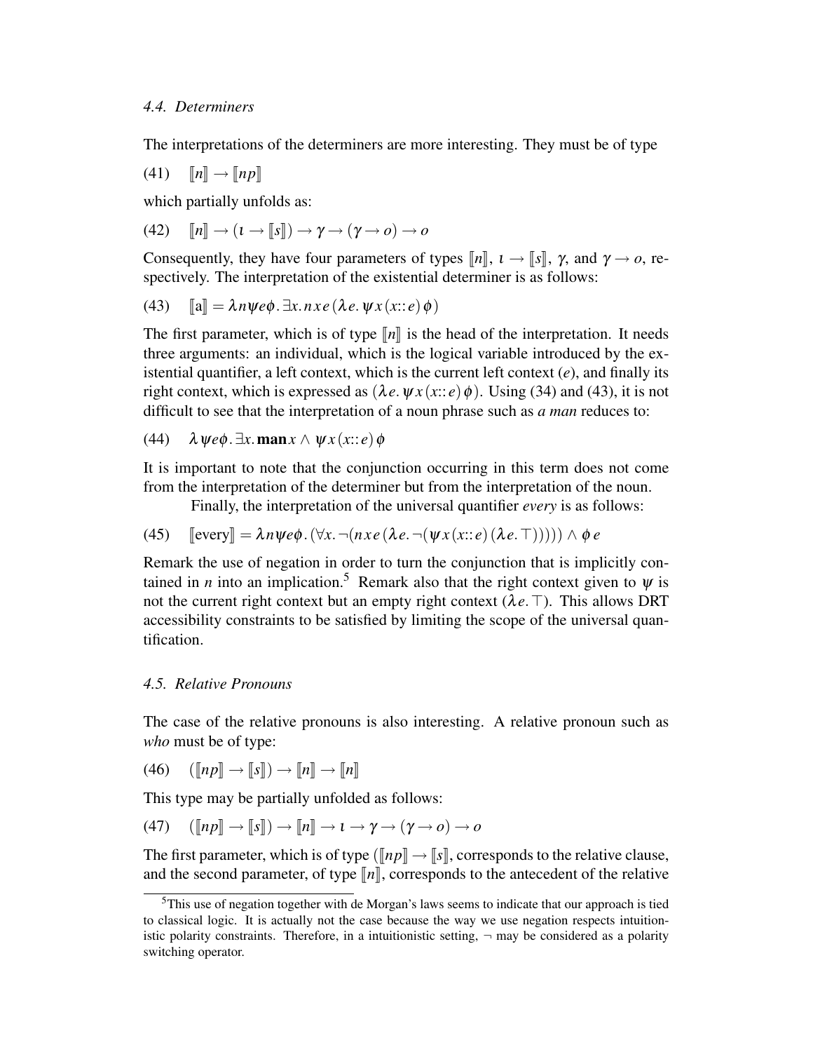### 4.4. Determiners

The interpretations of the determiners are more interesting. They must be of type

(41) $\quad [\![n]\!] \to [\![np]\!]$

which partially unfolds as:

(42) $\quad [\![n]\!] \to (\iota \to [\![s]\!]) \to \gamma \to (\gamma \to o) \to o$

Consequently, they have four parameters of types $[\![n]\!]$, $\iota \to [\![s]\!]$, $\gamma$, and $\gamma \to o$, respectively. The interpretation of the existential determiner is as follows:

(43) $\quad [\![\mathrm{a}]\!] = \lambda n \psi e \phi . \exists x. n\, x\, e\, (\lambda e. \psi\, x\, (x{::}\, e)\, \phi)$

The first parameter, which is of type $[\![n]\!]$ is the head of the interpretation. It needs three arguments: an individual, which is the logical variable introduced by the existential quantifier, a left context, which is the current left context ($e$), and finally its right context, which is expressed as $(\lambda e. \psi\, x\, (x{::}\, e)\, \phi)$. Using (34) and (43), it is not difficult to see that the interpretation of a noun phrase such as *a man* reduces to:

(44) $\quad \lambda \psi e \phi . \exists x. \mathbf{man}\, x \wedge \psi\, x\, (x{::}\, e)\, \phi$

It is important to note that the conjunction occurring in this term does not come from the interpretation of the determiner but from the interpretation of the noun.

Finally, the interpretation of the universal quantifier *every* is as follows:

(45) $\quad [\![\mathrm{every}]\!] = \lambda n \psi e \phi . (\forall x. \neg (n\, x\, e\, (\lambda e. \neg (\psi\, x\, (x{::}\, e)\, (\lambda e. \top))))) \wedge \phi\, e$

Remark the use of negation in order to turn the conjunction that is implicitly contained in $n$ into an implication.[5] Remark also that the right context given to $\psi$ is not the current right context but an empty right context $(\lambda e. \top)$. This allows DRT accessibility constraints to be satisfied by limiting the scope of the universal quantification.

### 4.5. Relative Pronouns

The case of the relative pronouns is also interesting. A relative pronoun such as *who* must be of type:

(46) $\quad ([\![np]\!] \to [\![s]\!]) \to [\![n]\!] \to [\![n]\!]$

This type may be partially unfolded as follows:

(47) $\quad ([\![np]\!] \to [\![s]\!]) \to [\![n]\!] \to \iota \to \gamma \to (\gamma \to o) \to o$

The first parameter, which is of type $([\![np]\!] \to [\![s]\!]$, corresponds to the relative clause, and the second parameter, of type $[\![n]\!]$, corresponds to the antecedent of the relative

[5] This use of negation together with de Morgan's laws seems to indicate that our approach is tied to classical logic. It is actually not the case because the way we use negation respects intuitionistic polarity constraints. Therefore, in a intuitionistic setting, $\neg$ may be considered as a polarity switching operator.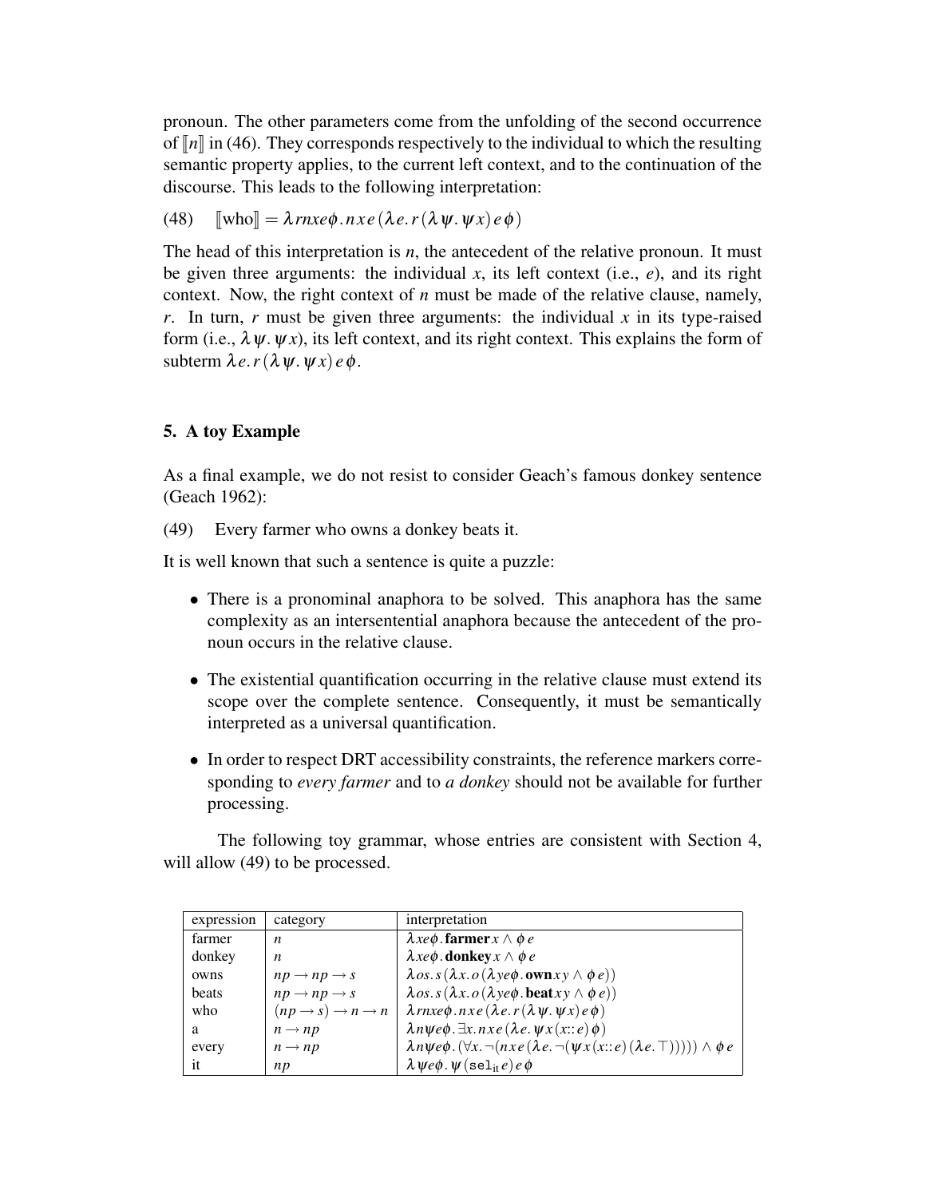pronoun. The other parameters come from the unfolding of the second occurrence of $[\![n]\!]$ in (46). They corresponds respectively to the individual to which the resulting semantic property applies, to the current left context, and to the continuation of the discourse. This leads to the following interpretation:

(48) $[\![\text{who}]\!] = \lambda rnxe\phi.\, n\, x\, e\, (\lambda e.\, r\, (\lambda \psi.\, \psi\, x)\, e\, \phi)$

The head of this interpretation is $n$, the antecedent of the relative pronoun. It must be given three arguments: the individual $x$, its left context (i.e., $e$), and its right context. Now, the right context of $n$ must be made of the relative clause, namely, $r$. In turn, $r$ must be given three arguments: the individual $x$ in its type-raised form (i.e., $\lambda \psi.\, \psi\, x$), its left context, and its right context. This explains the form of subterm $\lambda e.\, r\, (\lambda \psi.\, \psi\, x)\, e\, \phi$.

## 5. A toy Example

As a final example, we do not resist to consider Geach's famous donkey sentence (Geach 1962):

(49) Every farmer who owns a donkey beats it.

It is well known that such a sentence is quite a puzzle:

- There is a pronominal anaphora to be solved. This anaphora has the same complexity as an intersentential anaphora because the antecedent of the pronoun occurs in the relative clause.
- The existential quantification occurring in the relative clause must extend its scope over the complete sentence. Consequently, it must be semantically interpreted as a universal quantification.
- In order to respect DRT accessibility constraints, the reference markers corresponding to *every farmer* and to *a donkey* should not be available for further processing.

The following toy grammar, whose entries are consistent with Section 4, will allow (49) to be processed.

| expression | category | interpretation |
|---|---|---|
| farmer | $n$ | $\lambda xe\phi.\, \mathbf{farmer}\, x \wedge \phi\, e$ |
| donkey | $n$ | $\lambda xe\phi.\, \mathbf{donkey}\, x \wedge \phi\, e$ |
| owns | $np \rightarrow np \rightarrow s$ | $\lambda os.\, s\, (\lambda x.\, o\, (\lambda ye\phi.\, \mathbf{own}\, x\, y \wedge \phi\, e))$ |
| beats | $np \rightarrow np \rightarrow s$ | $\lambda os.\, s\, (\lambda x.\, o\, (\lambda ye\phi.\, \mathbf{beat}\, x\, y \wedge \phi\, e))$ |
| who | $(np \rightarrow s) \rightarrow n \rightarrow n$ | $\lambda rnxe\phi.\, n\, x\, e\, (\lambda e.\, r\, (\lambda \psi.\, \psi\, x)\, e\, \phi)$ |
| a | $n \rightarrow np$ | $\lambda n\psi e\phi.\, \exists x.\, n\, x\, e\, (\lambda e.\, \psi\, x\, (x{::}e)\, \phi)$ |
| every | $n \rightarrow np$ | $\lambda n\psi e\phi.\, (\forall x.\, \neg(n\, x\, e\, (\lambda e.\, \neg(\psi\, x\, (x{::}e)\, (\lambda e.\, \top))))) \wedge \phi\, e$ |
| it | $np$ | $\lambda \psi e\phi.\, \psi\, (\mathtt{sel}_{\text{it}}\, e)\, e\, \phi$ |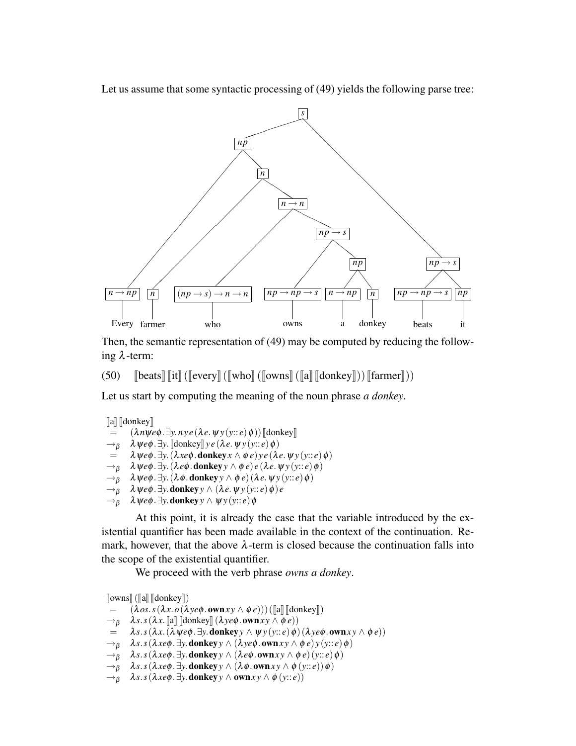Let us assume that some syntactic processing of (49) yields the following parse tree:

```
[s
  [np
    [n→np Every]
    [n
      [n farmer]
      [n→n
        [(np→s)→n→n who]
        [np→s
          [np→np→s owns]
          [np
            [n→np a]
            [n donkey]]]]]]
  [np→s
    [np→np→s beats]
    [np it]]]
```

Then, the semantic representation of (49) may be computed by reducing the following $\lambda$-term:

(50) $\quad [\![\text{beats}]\!]\,[\![\text{it}]\!]\,([\![\text{every}]\!]\,([\![\text{who}]\!]\,([\![\text{owns}]\!]\,([\![\text{a}]\!]\,[\![\text{donkey}]\!]))\,[\![\text{farmer}]\!]))$

Let us start by computing the meaning of the noun phrase *a donkey*.

$$
\begin{array}{ll}
 & [\![\text{a}]\!]\,[\![\text{donkey}]\!] \\
= & (\lambda n\psi e\phi.\,\exists y.\,n\,y\,e\,(\lambda e.\,\psi\,y\,(y{::}\,e)\,\phi))\,[\![\text{donkey}]\!] \\
\rightarrow_\beta & \lambda\psi e\phi.\,\exists y.\,[\![\text{donkey}]\!]\,y\,e\,(\lambda e.\,\psi\,y\,(y{::}\,e)\,\phi) \\
= & \lambda\psi e\phi.\,\exists y.\,(\lambda xe\phi.\,\mathbf{donkey}\,x \wedge \phi\,e)\,y\,e\,(\lambda e.\,\psi\,y\,(y{::}\,e)\,\phi) \\
\rightarrow_\beta & \lambda\psi e\phi.\,\exists y.\,(\lambda e\phi.\,\mathbf{donkey}\,y \wedge \phi\,e)\,e\,(\lambda e.\,\psi\,y\,(y{::}\,e)\,\phi) \\
\rightarrow_\beta & \lambda\psi e\phi.\,\exists y.\,(\lambda\phi.\,\mathbf{donkey}\,y \wedge \phi\,e)\,(\lambda e.\,\psi\,y\,(y{::}\,e)\,\phi) \\
\rightarrow_\beta & \lambda\psi e\phi.\,\exists y.\,\mathbf{donkey}\,y \wedge (\lambda e.\,\psi\,y\,(y{::}\,e)\,\phi)\,e \\
\rightarrow_\beta & \lambda\psi e\phi.\,\exists y.\,\mathbf{donkey}\,y \wedge \psi\,y\,(y{::}\,e)\,\phi
\end{array}
$$

At this point, it is already the case that the variable introduced by the existential quantifier has been made available in the context of the continuation. Remark, however, that the above $\lambda$-term is closed because the continuation falls into the scope of the existential quantifier.

We proceed with the verb phrase *owns a donkey*.

$$
\begin{array}{ll}
 & [\![\text{owns}]\!]\,([\![\text{a}]\!]\,[\![\text{donkey}]\!]) \\
= & (\lambda os.\,s\,(\lambda x.\,o\,(\lambda ye\phi.\,\mathbf{own}\,x\,y \wedge \phi\,e)))\,([\![\text{a}]\!]\,[\![\text{donkey}]\!]) \\
\rightarrow_\beta & \lambda s.\,s\,(\lambda x.\,[\![\text{a}]\!]\,[\![\text{donkey}]\!]\,(\lambda ye\phi.\,\mathbf{own}\,x\,y \wedge \phi\,e)) \\
= & \lambda s.\,s\,(\lambda x.\,(\lambda\psi e\phi.\,\exists y.\,\mathbf{donkey}\,y \wedge \psi\,y\,(y{::}\,e)\,\phi)\,(\lambda ye\phi.\,\mathbf{own}\,x\,y \wedge \phi\,e)) \\
\rightarrow_\beta & \lambda s.\,s\,(\lambda xe\phi.\,\exists y.\,\mathbf{donkey}\,y \wedge (\lambda ye\phi.\,\mathbf{own}\,x\,y \wedge \phi\,e)\,y\,(y{::}\,e)\,\phi) \\
\rightarrow_\beta & \lambda s.\,s\,(\lambda xe\phi.\,\exists y.\,\mathbf{donkey}\,y \wedge (\lambda e\phi.\,\mathbf{own}\,x\,y \wedge \phi\,e)\,(y{::}\,e)\,\phi) \\
\rightarrow_\beta & \lambda s.\,s\,(\lambda xe\phi.\,\exists y.\,\mathbf{donkey}\,y \wedge (\lambda\phi.\,\mathbf{own}\,x\,y \wedge \phi\,(y{::}\,e))\,\phi) \\
\rightarrow_\beta & \lambda s.\,s\,(\lambda xe\phi.\,\exists y.\,\mathbf{donkey}\,y \wedge \mathbf{own}\,x\,y \wedge \phi\,(y{::}\,e))
\end{array}
$$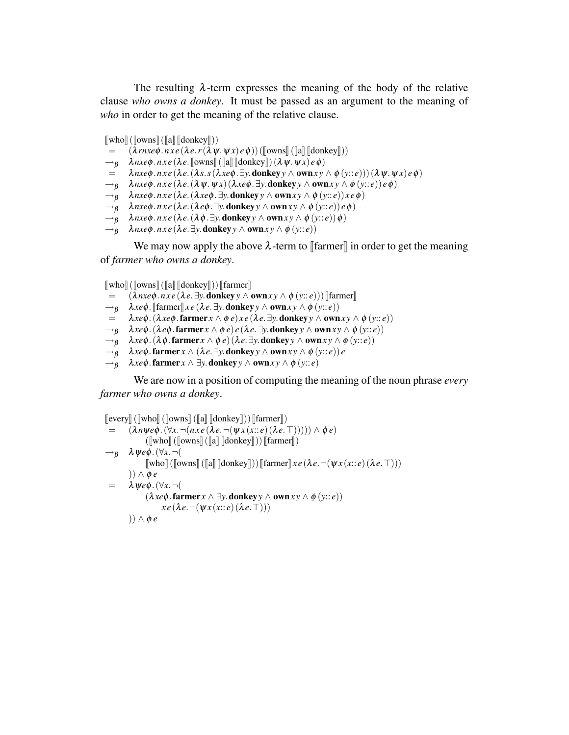The resulting $\lambda$-term expresses the meaning of the body of the relative clause *who owns a donkey*. It must be passed as an argument to the meaning of *who* in order to get the meaning of the relative clause.

$$
\begin{array}{ll}
& [\![\text{who}]\!]\,([\![\text{owns}]\!]\,([\![\text{a}]\!]\,[\![\text{donkey}]\!])) \\
= & (\lambda rnxe\phi.\, n\,x\,e\,(\lambda e.\, r\,(\lambda \psi.\, \psi\,x)\,e\,\phi))\,([\![\text{owns}]\!]\,([\![\text{a}]\!]\,[\![\text{donkey}]\!])) \\
\to_\beta & \lambda nxe\phi.\, n\,x\,e\,(\lambda e.\, [\![\text{owns}]\!]\,([\![\text{a}]\!]\,[\![\text{donkey}]\!])\,(\lambda \psi.\, \psi\,x)\,e\,\phi) \\
= & \lambda nxe\phi.\, n\,x\,e\,(\lambda e.\, (\lambda s.\, s\,(\lambda xe\phi.\, \exists y.\, \mathbf{donkey}\,y \wedge \mathbf{own}\,x\,y \wedge \phi\,(y{::}e)))\,(\lambda \psi.\, \psi\,x)\,e\,\phi) \\
\to_\beta & \lambda nxe\phi.\, n\,x\,e\,(\lambda e.\, (\lambda \psi.\, \psi\,x)\,(\lambda xe\phi.\, \exists y.\, \mathbf{donkey}\,y \wedge \mathbf{own}\,x\,y \wedge \phi\,(y{::}e))\,e\,\phi) \\
\to_\beta & \lambda nxe\phi.\, n\,x\,e\,(\lambda e.\, (\lambda xe\phi.\, \exists y.\, \mathbf{donkey}\,y \wedge \mathbf{own}\,x\,y \wedge \phi\,(y{::}e))\,x\,e\,\phi) \\
\to_\beta & \lambda nxe\phi.\, n\,x\,e\,(\lambda e.\, (\lambda e\phi.\, \exists y.\, \mathbf{donkey}\,y \wedge \mathbf{own}\,x\,y \wedge \phi\,(y{::}e))\,e\,\phi) \\
\to_\beta & \lambda nxe\phi.\, n\,x\,e\,(\lambda e.\, (\lambda \phi.\, \exists y.\, \mathbf{donkey}\,y \wedge \mathbf{own}\,x\,y \wedge \phi\,(y{::}e))\,\phi) \\
\to_\beta & \lambda nxe\phi.\, n\,x\,e\,(\lambda e.\, \exists y.\, \mathbf{donkey}\,y \wedge \mathbf{own}\,x\,y \wedge \phi\,(y{::}e))
\end{array}
$$

We may now apply the above $\lambda$-term to $[\![\text{farmer}]\!]$ in order to get the meaning of *farmer who owns a donkey*.

$$
\begin{array}{ll}
& [\![\text{who}]\!]\,([\![\text{owns}]\!]\,([\![\text{a}]\!]\,[\![\text{donkey}]\!]))\,[\![\text{farmer}]\!] \\
= & (\lambda nxe\phi.\, n\,x\,e\,(\lambda e.\, \exists y.\, \mathbf{donkey}\,y \wedge \mathbf{own}\,x\,y \wedge \phi\,(y{::}e)))\,[\![\text{farmer}]\!] \\
\to_\beta & \lambda xe\phi.\, [\![\text{farmer}]\!]\,x\,e\,(\lambda e.\, \exists y.\, \mathbf{donkey}\,y \wedge \mathbf{own}\,x\,y \wedge \phi\,(y{::}e)) \\
= & \lambda xe\phi.\, (\lambda xe\phi.\, \mathbf{farmer}\,x \wedge \phi\,e)\,x\,e\,(\lambda e.\, \exists y.\, \mathbf{donkey}\,y \wedge \mathbf{own}\,x\,y \wedge \phi\,(y{::}e)) \\
\to_\beta & \lambda xe\phi.\, (\lambda e\phi.\, \mathbf{farmer}\,x \wedge \phi\,e)\,e\,(\lambda e.\, \exists y.\, \mathbf{donkey}\,y \wedge \mathbf{own}\,x\,y \wedge \phi\,(y{::}e)) \\
\to_\beta & \lambda xe\phi.\, (\lambda \phi.\, \mathbf{farmer}\,x \wedge \phi\,e)\,(\lambda e.\, \exists y.\, \mathbf{donkey}\,y \wedge \mathbf{own}\,x\,y \wedge \phi\,(y{::}e)) \\
\to_\beta & \lambda xe\phi.\, \mathbf{farmer}\,x \wedge (\lambda e.\, \exists y.\, \mathbf{donkey}\,y \wedge \mathbf{own}\,x\,y \wedge \phi\,(y{::}e))\,e \\
\to_\beta & \lambda xe\phi.\, \mathbf{farmer}\,x \wedge \exists y.\, \mathbf{donkey}\,y \wedge \mathbf{own}\,x\,y \wedge \phi\,(y{::}e)
\end{array}
$$

We are now in a position of computing the meaning of the noun phrase *every farmer who owns a donkey*.

$$
\begin{array}{ll}
& [\![\text{every}]\!]\,([\![\text{who}]\!]\,([\![\text{owns}]\!]\,([\![\text{a}]\!]\,[\![\text{donkey}]\!]))\,[\![\text{farmer}]\!]) \\
= & (\lambda n\psi e\phi.\, (\forall x.\, \neg(n\,x\,e\,(\lambda e.\, \neg(\psi\,x\,(x{::}e)\,(\lambda e.\, \top))))) \wedge \phi\,e) \\
& \quad ([\![\text{who}]\!]\,([\![\text{owns}]\!]\,([\![\text{a}]\!]\,[\![\text{donkey}]\!]))\,[\![\text{farmer}]\!]) \\
\to_\beta & \lambda \psi e\phi.\, (\forall x.\, \neg( \\
& \quad [\![\text{who}]\!]\,([\![\text{owns}]\!]\,([\![\text{a}]\!]\,[\![\text{donkey}]\!]))\,[\![\text{farmer}]\!]\,x\,e\,(\lambda e.\, \neg(\psi\,x\,(x{::}e)\,(\lambda e.\, \top))) \\
& )) \wedge \phi\,e \\
= & \lambda \psi e\phi.\, (\forall x.\, \neg( \\
& \quad (\lambda xe\phi.\, \mathbf{farmer}\,x \wedge \exists y.\, \mathbf{donkey}\,y \wedge \mathbf{own}\,x\,y \wedge \phi\,(y{::}e)) \\
& \qquad x\,e\,(\lambda e.\, \neg(\psi\,x\,(x{::}e)\,(\lambda e.\, \top))) \\
& )) \wedge \phi\,e
\end{array}
$$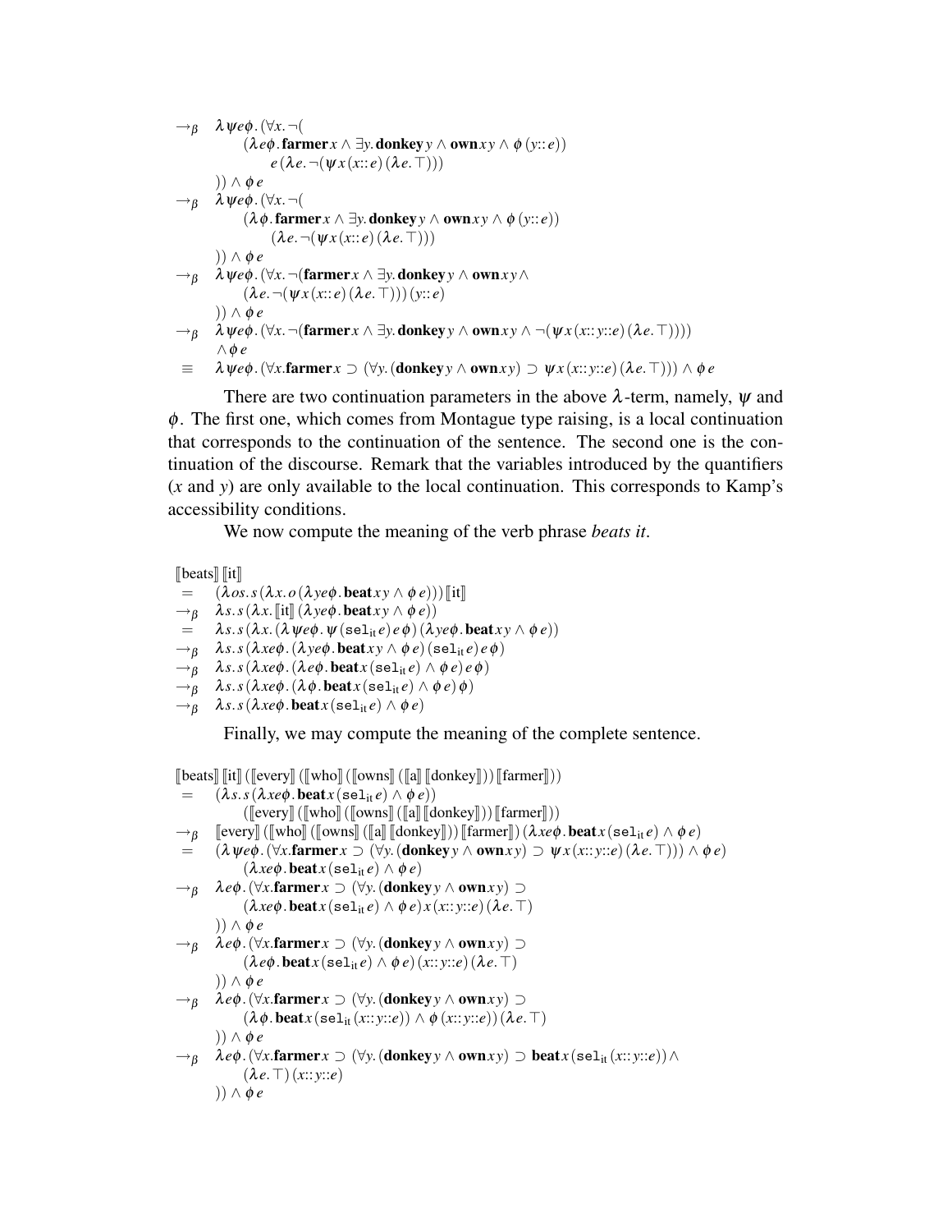$$
\begin{array}{ll}
\rightarrow_\beta & \lambda\psi e\phi.(\forall x.\neg( \\
& \quad (\lambda e\phi.\,\mathbf{farmer}\,x \wedge \exists y.\,\mathbf{donkey}\,y \wedge \mathbf{own}\,x\,y \wedge \phi\,(y{::}\,e)) \\
& \qquad e\,(\lambda e.\,\neg(\psi\,x\,(x{::}\,e)\,(\lambda e.\top))) \\
& )) \wedge \phi\,e \\
\rightarrow_\beta & \lambda\psi e\phi.(\forall x.\neg( \\
& \quad (\lambda \phi.\,\mathbf{farmer}\,x \wedge \exists y.\,\mathbf{donkey}\,y \wedge \mathbf{own}\,x\,y \wedge \phi\,(y{::}\,e)) \\
& \qquad (\lambda e.\,\neg(\psi\,x\,(x{::}\,e)\,(\lambda e.\top))) \\
& )) \wedge \phi\,e \\
\rightarrow_\beta & \lambda\psi e\phi.(\forall x.\neg(\mathbf{farmer}\,x \wedge \exists y.\,\mathbf{donkey}\,y \wedge \mathbf{own}\,x\,y \wedge \\
& \quad (\lambda e.\,\neg(\psi\,x\,(x{::}\,e)\,(\lambda e.\top)))\,(y{::}\,e) \\
& )) \wedge \phi\,e \\
\rightarrow_\beta & \lambda\psi e\phi.(\forall x.\neg(\mathbf{farmer}\,x \wedge \exists y.\,\mathbf{donkey}\,y \wedge \mathbf{own}\,x\,y \wedge \neg(\psi\,x\,(x{::}\,y{::}e)\,(\lambda e.\top)))) \\
& \wedge \phi\,e \\
\equiv & \lambda\psi e\phi.(\forall x.\mathbf{farmer}\,x \supset (\forall y.(\mathbf{donkey}\,y \wedge \mathbf{own}\,x\,y) \supset \psi\,x\,(x{::}\,y{::}e)\,(\lambda e.\top))) \wedge \phi\,e
\end{array}
$$

There are two continuation parameters in the above $\lambda$-term, namely, $\psi$ and $\phi$. The first one, which comes from Montague type raising, is a local continuation that corresponds to the continuation of the sentence. The second one is the continuation of the discourse. Remark that the variables introduced by the quantifiers ($x$ and $y$) are only available to the local continuation. This corresponds to Kamp's accessibility conditions.

We now compute the meaning of the verb phrase *beats it*.

$$
\begin{array}{ll}
& [\![\text{beats}]\!]\,[\![\text{it}]\!] \\
= & (\lambda os.\,s\,(\lambda x.\,o\,(\lambda ye\phi.\,\mathbf{beat}\,x\,y \wedge \phi\,e)))\,[\![\text{it}]\!] \\
\rightarrow_\beta & \lambda s.\,s\,(\lambda x.\,[\![\text{it}]\!]\,(\lambda ye\phi.\,\mathbf{beat}\,x\,y \wedge \phi\,e)) \\
= & \lambda s.\,s\,(\lambda x.\,(\lambda\psi e\phi.\,\psi\,(\mathtt{sel}_{\text{it}}\,e)\,e\,\phi)\,(\lambda ye\phi.\,\mathbf{beat}\,x\,y \wedge \phi\,e)) \\
\rightarrow_\beta & \lambda s.\,s\,(\lambda xe\phi.\,(\lambda ye\phi.\,\mathbf{beat}\,x\,y \wedge \phi\,e)\,(\mathtt{sel}_{\text{it}}\,e)\,e\,\phi) \\
\rightarrow_\beta & \lambda s.\,s\,(\lambda xe\phi.\,(\lambda e\phi.\,\mathbf{beat}\,x\,(\mathtt{sel}_{\text{it}}\,e) \wedge \phi\,e)\,e\,\phi) \\
\rightarrow_\beta & \lambda s.\,s\,(\lambda xe\phi.\,(\lambda \phi.\,\mathbf{beat}\,x\,(\mathtt{sel}_{\text{it}}\,e) \wedge \phi\,e)\,\phi) \\
\rightarrow_\beta & \lambda s.\,s\,(\lambda xe\phi.\,\mathbf{beat}\,x\,(\mathtt{sel}_{\text{it}}\,e) \wedge \phi\,e)
\end{array}
$$

Finally, we may compute the meaning of the complete sentence.

$$
\begin{array}{ll}
& [\![\text{beats}]\!]\,[\![\text{it}]\!]\,([\![\text{every}]\!]\,([\![\text{who}]\!]\,([\![\text{owns}]\!]\,([\![\text{a}]\!]\,[\![\text{donkey}]\!]))\,[\![\text{farmer}]\!])) \\
= & (\lambda s.\,s\,(\lambda xe\phi.\,\mathbf{beat}\,x\,(\mathtt{sel}_{\text{it}}\,e) \wedge \phi\,e)) \\
& \quad ([\![\text{every}]\!]\,([\![\text{who}]\!]\,([\![\text{owns}]\!]\,([\![\text{a}]\!]\,[\![\text{donkey}]\!]))\,[\![\text{farmer}]\!])) \\
\rightarrow_\beta & [\![\text{every}]\!]\,([\![\text{who}]\!]\,([\![\text{owns}]\!]\,([\![\text{a}]\!]\,[\![\text{donkey}]\!]))\,[\![\text{farmer}]\!])\,(\lambda xe\phi.\,\mathbf{beat}\,x\,(\mathtt{sel}_{\text{it}}\,e) \wedge \phi\,e) \\
= & (\lambda\psi e\phi.\,(\forall x.\mathbf{farmer}\,x \supset (\forall y.(\mathbf{donkey}\,y \wedge \mathbf{own}\,x\,y) \supset \psi\,x\,(x{::}\,y{::}e)\,(\lambda e.\top))) \wedge \phi\,e) \\
& \quad (\lambda xe\phi.\,\mathbf{beat}\,x\,(\mathtt{sel}_{\text{it}}\,e) \wedge \phi\,e) \\
\rightarrow_\beta & \lambda e\phi.\,(\forall x.\mathbf{farmer}\,x \supset (\forall y.(\mathbf{donkey}\,y \wedge \mathbf{own}\,x\,y) \supset \\
& \quad (\lambda xe\phi.\,\mathbf{beat}\,x\,(\mathtt{sel}_{\text{it}}\,e) \wedge \phi\,e)\,x\,(x{::}\,y{::}e)\,(\lambda e.\top) \\
& )) \wedge \phi\,e \\
\rightarrow_\beta & \lambda e\phi.\,(\forall x.\mathbf{farmer}\,x \supset (\forall y.(\mathbf{donkey}\,y \wedge \mathbf{own}\,x\,y) \supset \\
& \quad (\lambda e\phi.\,\mathbf{beat}\,x\,(\mathtt{sel}_{\text{it}}\,e) \wedge \phi\,e)\,(x{::}\,y{::}e)\,(\lambda e.\top) \\
& )) \wedge \phi\,e \\
\rightarrow_\beta & \lambda e\phi.\,(\forall x.\mathbf{farmer}\,x \supset (\forall y.(\mathbf{donkey}\,y \wedge \mathbf{own}\,x\,y) \supset \\
& \quad (\lambda \phi.\,\mathbf{beat}\,x\,(\mathtt{sel}_{\text{it}}\,(x{::}\,y{::}e)) \wedge \phi\,(x{::}\,y{::}e))\,(\lambda e.\top) \\
& )) \wedge \phi\,e \\
\rightarrow_\beta & \lambda e\phi.\,(\forall x.\mathbf{farmer}\,x \supset (\forall y.(\mathbf{donkey}\,y \wedge \mathbf{own}\,x\,y) \supset \mathbf{beat}\,x\,(\mathtt{sel}_{\text{it}}\,(x{::}\,y{::}e)) \wedge \\
& \quad (\lambda e.\top)\,(x{::}\,y{::}e) \\
& )) \wedge \phi\,e
\end{array}
$$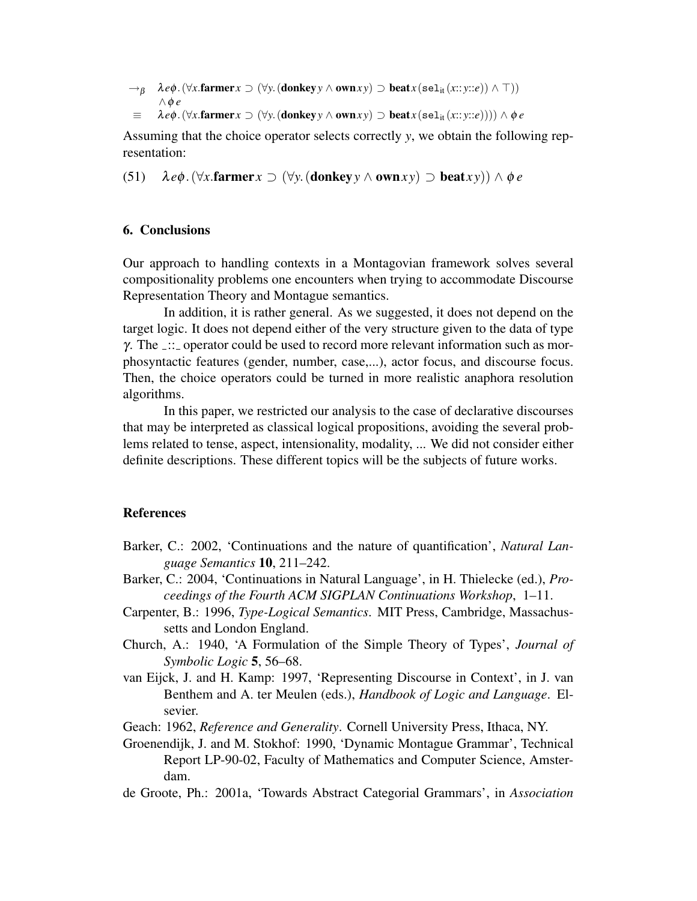$$
\begin{aligned}
\rightarrow_\beta \quad & \lambda e\phi.\,(\forall x.\mathbf{farmer}\,x \supset (\forall y.\,(\mathbf{donkey}\,y \wedge \mathbf{own}\,x\,y) \supset \mathbf{beat}\,x\,(\mathtt{sel}_{\mathrm{it}}\,(x{::}\,y{::}e)) \wedge \top)) \\
& \wedge \phi\, e \\
\equiv \quad & \lambda e\phi.\,(\forall x.\mathbf{farmer}\,x \supset (\forall y.\,(\mathbf{donkey}\,y \wedge \mathbf{own}\,x\,y) \supset \mathbf{beat}\,x\,(\mathtt{sel}_{\mathrm{it}}\,(x{::}\,y{::}e)))) \wedge \phi\, e
\end{aligned}
$$

Assuming that the choice operator selects correctly $y$, we obtain the following representation:

(51) $\quad \lambda e\phi.\,(\forall x.\mathbf{farmer}\,x \supset (\forall y.\,(\mathbf{donkey}\,y \wedge \mathbf{own}\,x\,y) \supset \mathbf{beat}\,x\,y)) \wedge \phi\, e$

## 6. Conclusions

Our approach to handling contexts in a Montagovian framework solves several compositionality problems one encounters when trying to accommodate Discourse Representation Theory and Montague semantics.

In addition, it is rather general. As we suggested, it does not depend on the target logic. It does not depend either of the very structure given to the data of type $\gamma$. The $\_{::}\_$ operator could be used to record more relevant information such as morphosyntactic features (gender, number, case,...), actor focus, and discourse focus. Then, the choice operators could be turned in more realistic anaphora resolution algorithms.

In this paper, we restricted our analysis to the case of declarative discourses that may be interpreted as classical logical propositions, avoiding the several problems related to tense, aspect, intensionality, modality, ... We did not consider either definite descriptions. These different topics will be the subjects of future works.

## References

Barker, C.: 2002, 'Continuations and the nature of quantification', *Natural Language Semantics* **10**, 211–242.

Barker, C.: 2004, 'Continuations in Natural Language', in H. Thielecke (ed.), *Proceedings of the Fourth ACM SIGPLAN Continuations Workshop*, 1–11.

Carpenter, B.: 1996, *Type-Logical Semantics*. MIT Press, Cambridge, Massachussetts and London England.

Church, A.: 1940, 'A Formulation of the Simple Theory of Types', *Journal of Symbolic Logic* **5**, 56–68.

van Eijck, J. and H. Kamp: 1997, 'Representing Discourse in Context', in J. van Benthem and A. ter Meulen (eds.), *Handbook of Logic and Language*. Elsevier.

Geach: 1962, *Reference and Generality*. Cornell University Press, Ithaca, NY.

Groenendijk, J. and M. Stokhof: 1990, 'Dynamic Montague Grammar', Technical Report LP-90-02, Faculty of Mathematics and Computer Science, Amsterdam.

de Groote, Ph.: 2001a, 'Towards Abstract Categorial Grammars', in *Association*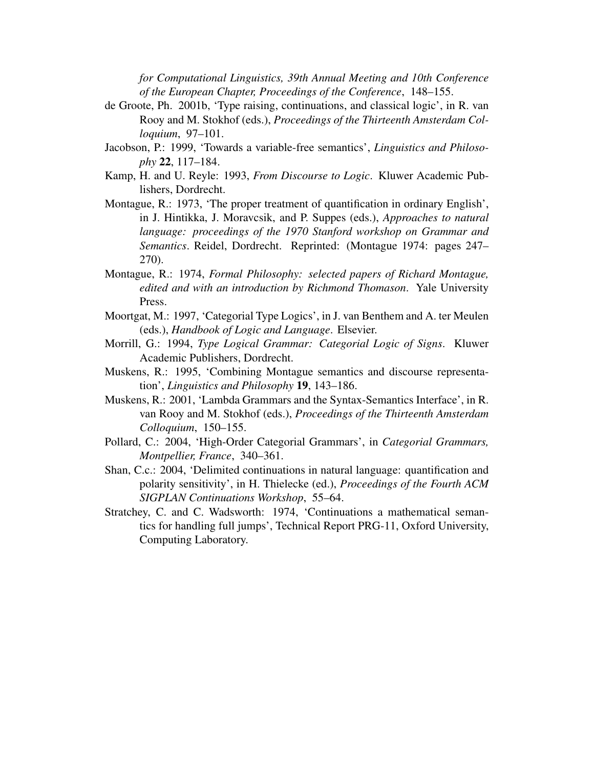*for Computational Linguistics, 39th Annual Meeting and 10th Conference of the European Chapter, Proceedings of the Conference*, 148–155.

de Groote, Ph. 2001b, 'Type raising, continuations, and classical logic', in R. van Rooy and M. Stokhof (eds.), *Proceedings of the Thirteenth Amsterdam Colloquium*, 97–101.

Jacobson, P.: 1999, 'Towards a variable-free semantics', *Linguistics and Philosophy* **22**, 117–184.

Kamp, H. and U. Reyle: 1993, *From Discourse to Logic*. Kluwer Academic Publishers, Dordrecht.

Montague, R.: 1973, 'The proper treatment of quantification in ordinary English', in J. Hintikka, J. Moravcsik, and P. Suppes (eds.), *Approaches to natural language: proceedings of the 1970 Stanford workshop on Grammar and Semantics*. Reidel, Dordrecht. Reprinted: (Montague 1974: pages 247–270).

Montague, R.: 1974, *Formal Philosophy: selected papers of Richard Montague, edited and with an introduction by Richmond Thomason*. Yale University Press.

Moortgat, M.: 1997, 'Categorial Type Logics', in J. van Benthem and A. ter Meulen (eds.), *Handbook of Logic and Language*. Elsevier.

Morrill, G.: 1994, *Type Logical Grammar: Categorial Logic of Signs*. Kluwer Academic Publishers, Dordrecht.

Muskens, R.: 1995, 'Combining Montague semantics and discourse representation', *Linguistics and Philosophy* **19**, 143–186.

Muskens, R.: 2001, 'Lambda Grammars and the Syntax-Semantics Interface', in R. van Rooy and M. Stokhof (eds.), *Proceedings of the Thirteenth Amsterdam Colloquium*, 150–155.

Pollard, C.: 2004, 'High-Order Categorial Grammars', in *Categorial Grammars, Montpellier, France*, 340–361.

Shan, C.c.: 2004, 'Delimited continuations in natural language: quantification and polarity sensitivity', in H. Thielecke (ed.), *Proceedings of the Fourth ACM SIGPLAN Continuations Workshop*, 55–64.

Stratchey, C. and C. Wadsworth: 1974, 'Continuations a mathematical semantics for handling full jumps', Technical Report PRG-11, Oxford University, Computing Laboratory.